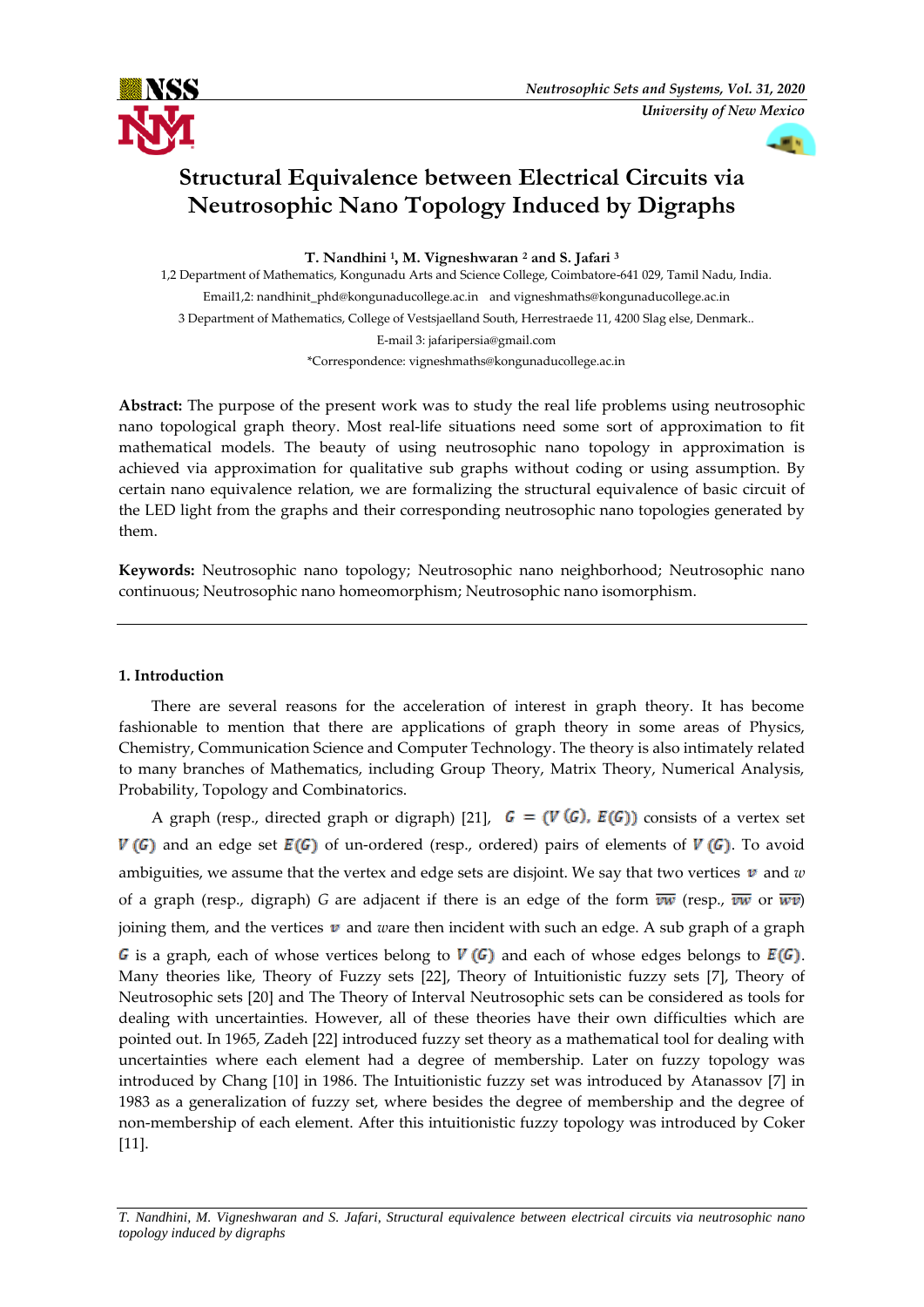# Structural Equivalence between Electrical Circuits via Neutrosophic Nano Topology Induced by Digraphs

**T. Nandhini [1], M. Vigneshwaran [2] and S. Jafari [3]**

1,2 Department of Mathematics, Kongunadu Arts and Science College, Coimbatore-641 029, Tamil Nadu, India.

Email1,2: nandhinit_phd@kongunaducollege.ac.in and vigneshmaths@kongunaducollege.ac.in

3 Department of Mathematics, College of Vestsjaelland South, Herrestraede 11, 4200 Slag else, Denmark..

E-mail 3: jafaripersia@gmail.com

*Correspondence: vigneshmaths@kongunaducollege.ac.in

**Abstract:** The purpose of the present work was to study the real life problems using neutrosophic nano topological graph theory. Most real-life situations need some sort of approximation to fit mathematical models. The beauty of using neutrosophic nano topology in approximation is achieved via approximation for qualitative sub graphs without coding or using assumption. By certain nano equivalence relation, we are formalizing the structural equivalence of basic circuit of the LED light from the graphs and their corresponding neutrosophic nano topologies generated by them.

**Keywords:** Neutrosophic nano topology; Neutrosophic nano neighborhood; Neutrosophic nano continuous; Neutrosophic nano homeomorphism; Neutrosophic nano isomorphism.

## 1. Introduction

There are several reasons for the acceleration of interest in graph theory. It has become fashionable to mention that there are applications of graph theory in some areas of Physics, Chemistry, Communication Science and Computer Technology. The theory is also intimately related to many branches of Mathematics, including Group Theory, Matrix Theory, Numerical Analysis, Probability, Topology and Combinatorics.

A graph (resp., directed graph or digraph) [21], $G = (V(G), E(G))$ consists of a vertex set $V(G)$ and an edge set $E(G)$ of un-ordered (resp., ordered) pairs of elements of $V(G)$. To avoid ambiguities, we assume that the vertex and edge sets are disjoint. We say that two vertices $v$ and $w$ of a graph (resp., digraph) $G$ are adjacent if there is an edge of the form $\overline{vw}$ (resp., $\overline{vw}$ or $\overline{wv}$) joining them, and the vertices $v$ and $w$are then incident with such an edge. A sub graph of a graph $G$ is a graph, each of whose vertices belong to $V(G)$ and each of whose edges belongs to $E(G)$. Many theories like, Theory of Fuzzy sets [22], Theory of Intuitionistic fuzzy sets [7], Theory of Neutrosophic sets [20] and The Theory of Interval Neutrosophic sets can be considered as tools for dealing with uncertainties. However, all of these theories have their own difficulties which are pointed out. In 1965, Zadeh [22] introduced fuzzy set theory as a mathematical tool for dealing with uncertainties where each element had a degree of membership. Later on fuzzy topology was introduced by Chang [10] in 1986. The Intuitionistic fuzzy set was introduced by Atanassov [7] in 1983 as a generalization of fuzzy set, where besides the degree of membership and the degree of non-membership of each element. After this intuitionistic fuzzy topology was introduced by Coker [11].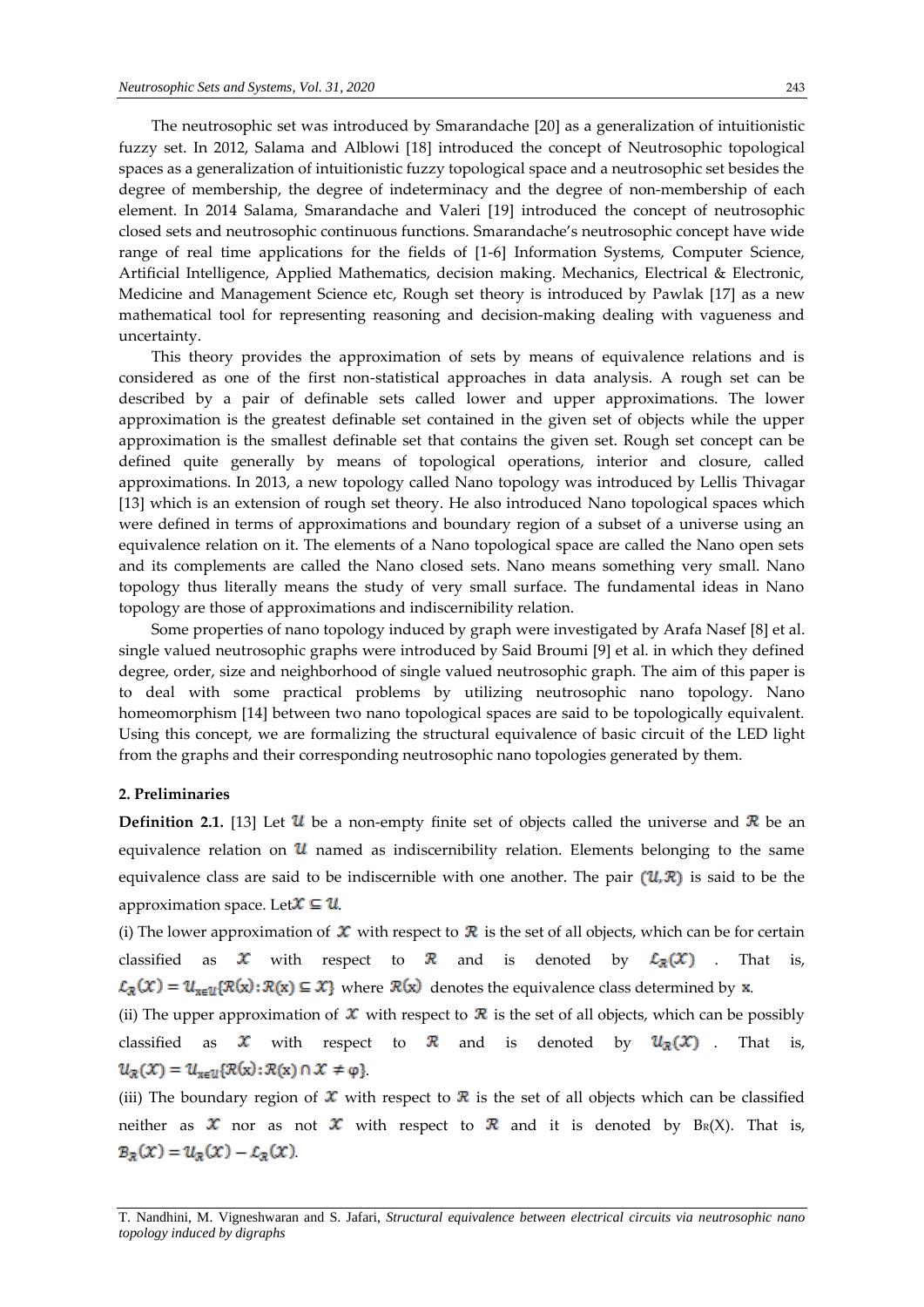The neutrosophic set was introduced by Smarandache [20] as a generalization of intuitionistic fuzzy set. In 2012, Salama and Alblowi [18] introduced the concept of Neutrosophic topological spaces as a generalization of intuitionistic fuzzy topological space and a neutrosophic set besides the degree of membership, the degree of indeterminacy and the degree of non-membership of each element. In 2014 Salama, Smarandache and Valeri [19] introduced the concept of neutrosophic closed sets and neutrosophic continuous functions. Smarandache's neutrosophic concept have wide range of real time applications for the fields of [1-6] Information Systems, Computer Science, Artificial Intelligence, Applied Mathematics, decision making. Mechanics, Electrical & Electronic, Medicine and Management Science etc, Rough set theory is introduced by Pawlak [17] as a new mathematical tool for representing reasoning and decision-making dealing with vagueness and uncertainty.

This theory provides the approximation of sets by means of equivalence relations and is considered as one of the first non-statistical approaches in data analysis. A rough set can be described by a pair of definable sets called lower and upper approximations. The lower approximation is the greatest definable set contained in the given set of objects while the upper approximation is the smallest definable set that contains the given set. Rough set concept can be defined quite generally by means of topological operations, interior and closure, called approximations. In 2013, a new topology called Nano topology was introduced by Lellis Thivagar [13] which is an extension of rough set theory. He also introduced Nano topological spaces which were defined in terms of approximations and boundary region of a subset of a universe using an equivalence relation on it. The elements of a Nano topological space are called the Nano open sets and its complements are called the Nano closed sets. Nano means something very small. Nano topology thus literally means the study of very small surface. The fundamental ideas in Nano topology are those of approximations and indiscernibility relation.

Some properties of nano topology induced by graph were investigated by Arafa Nasef [8] et al. single valued neutrosophic graphs were introduced by Said Broumi [9] et al. in which they defined degree, order, size and neighborhood of single valued neutrosophic graph. The aim of this paper is to deal with some practical problems by utilizing neutrosophic nano topology. Nano homeomorphism [14] between two nano topological spaces are said to be topologically equivalent. Using this concept, we are formalizing the structural equivalence of basic circuit of the LED light from the graphs and their corresponding neutrosophic nano topologies generated by them.

## 2. Preliminaries

**Definition 2.1.** [13] Let $\mathcal{U}$ be a non-empty finite set of objects called the universe and $\mathcal{R}$ be an equivalence relation on $\mathcal{U}$ named as indiscernibility relation. Elements belonging to the same equivalence class are said to be indiscernible with one another. The pair $(\mathcal{U}, \mathcal{R})$ is said to be the approximation space. Let $\mathcal{X} \subseteq \mathcal{U}$.

(i) The lower approximation of $\mathcal{X}$ with respect to $\mathcal{R}$ is the set of all objects, which can be for certain classified as $\mathcal{X}$ with respect to $\mathcal{R}$ and is denoted by $\mathcal{L}_{\mathcal{R}}(\mathcal{X})$. That is, $\mathcal{L}_{\mathcal{R}}(\mathcal{X}) = \mathcal{U}_{x \in \mathcal{U}}\{\mathcal{R}(x) : \mathcal{R}(x) \subseteq \mathcal{X}\}$ where $\mathcal{R}(x)$ denotes the equivalence class determined by $x$.

(ii) The upper approximation of $\mathcal{X}$ with respect to $\mathcal{R}$ is the set of all objects, which can be possibly classified as $\mathcal{X}$ with respect to $\mathcal{R}$ and is denoted by $\mathcal{U}_{\mathcal{R}}(\mathcal{X})$. That is, $\mathcal{U}_{\mathcal{R}}(\mathcal{X}) = \mathcal{U}_{x \in \mathcal{U}}\{\mathcal{R}(x) : \mathcal{R}(x) \cap \mathcal{X} \neq \varphi\}$.

(iii) The boundary region of $\mathcal{X}$ with respect to $\mathcal{R}$ is the set of all objects which can be classified neither as $\mathcal{X}$ nor as not $\mathcal{X}$ with respect to $\mathcal{R}$ and it is denoted by $B_R(X)$. That is, $\mathcal{B}_{\mathcal{R}}(\mathcal{X}) = \mathcal{U}_{\mathcal{R}}(\mathcal{X}) - \mathcal{L}_{\mathcal{R}}(\mathcal{X})$.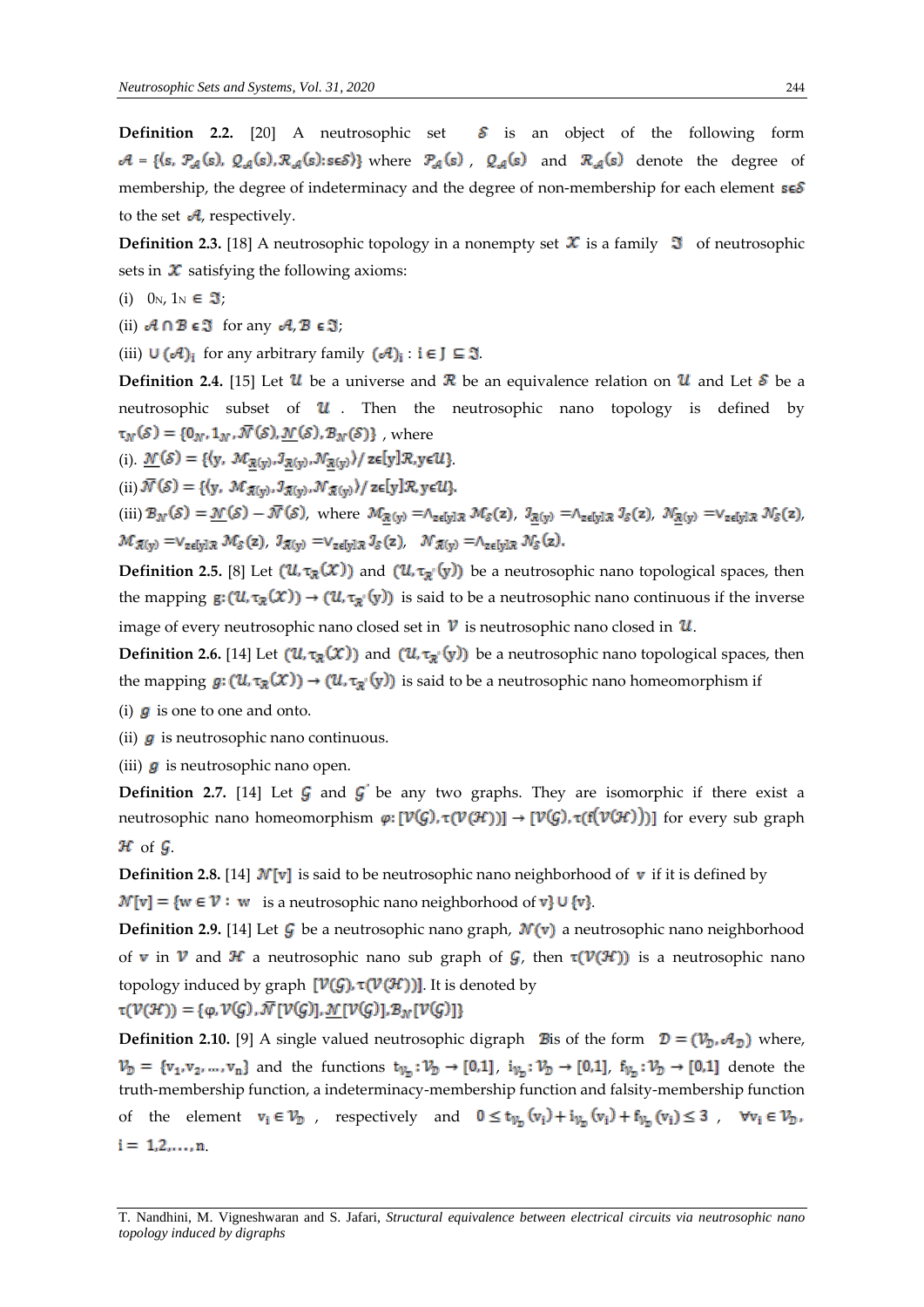**Definition 2.2.** [20] A neutrosophic set $\mathcal{S}$ is an object of the following form $\mathcal{A} = \{\langle s, \mathcal{P}_{\mathcal{A}}(s), \mathcal{Q}_{\mathcal{A}}(s), \mathcal{R}_{\mathcal{A}}(s) : s \in \mathcal{S}\rangle\}$ where $\mathcal{P}_{\mathcal{A}}(s)$, $\mathcal{Q}_{\mathcal{A}}(s)$ and $\mathcal{R}_{\mathcal{A}}(s)$ denote the degree of membership, the degree of indeterminacy and the degree of non-membership for each element $s \in \mathcal{S}$ to the set $\mathcal{A}$, respectively.

**Definition 2.3.** [18] A neutrosophic topology in a nonempty set $\mathcal{X}$ is a family $\mathfrak{I}$ of neutrosophic sets in $\mathcal{X}$ satisfying the following axioms:

(i) $0_N, 1_N \in \mathfrak{I}$;

(ii) $\mathcal{A} \cap \mathcal{B} \in \mathfrak{I}$ for any $\mathcal{A}, \mathcal{B} \in \mathfrak{I}$;

(iii) $\cup (\mathcal{A})_i$ for any arbitrary family $(\mathcal{A})_i : i \in J \subseteq \mathfrak{I}$.

**Definition 2.4.** [15] Let $\mathcal{U}$ be a universe and $\mathcal{R}$ be an equivalence relation on $\mathcal{U}$ and Let $\mathcal{S}$ be a neutrosophic subset of $\mathcal{U}$. Then the neutrosophic nano topology is defined by $\tau_{\mathcal{N}}(\mathcal{S}) = \{0_{\mathcal{N}}, 1_{\mathcal{N}}, \overline{\mathcal{N}}(\mathcal{S}), \underline{\mathcal{N}}(\mathcal{S}), \mathcal{B}_{\mathcal{N}}(\mathcal{S})\}$, where

(i). $\underline{\mathcal{N}}(\mathcal{S}) = \{\langle y, \mathcal{M}_{\underline{\mathcal{R}}(y)}, \mathcal{I}_{\underline{\mathcal{R}}(y)}, \mathcal{N}_{\underline{\mathcal{R}}(y)}\rangle / z \in [y]\mathcal{R}, y \in \mathcal{U}\}$.

(ii) $\overline{\mathcal{N}}(\mathcal{S}) = \{\langle y, \mathcal{M}_{\overline{\mathcal{R}}(y)}, \mathcal{I}_{\overline{\mathcal{R}}(y)}, \mathcal{N}_{\overline{\mathcal{R}}(y)}\rangle / z \in [y]\mathcal{R}, y \in \mathcal{U}\}$.

(iii) $\mathcal{B}_{\mathcal{N}}(\mathcal{S}) = \underline{\mathcal{N}}(\mathcal{S}) - \overline{\mathcal{N}}(\mathcal{S})$, where $\mathcal{M}_{\underline{\mathcal{R}}(y)} = \wedge_{z \in [y]\mathcal{R}} \mathcal{M}_{\mathcal{S}}(z)$, $\mathcal{I}_{\underline{\mathcal{R}}(y)} = \wedge_{z \in [y]\mathcal{R}} \mathcal{I}_{\mathcal{S}}(z)$, $\mathcal{N}_{\underline{\mathcal{R}}(y)} = \vee_{z \in [y]\mathcal{R}} \mathcal{N}_{\mathcal{S}}(z)$, $\mathcal{M}_{\overline{\mathcal{R}}(y)} = \vee_{z \in [y]\mathcal{R}} \mathcal{M}_{\mathcal{S}}(z)$, $\mathcal{I}_{\overline{\mathcal{R}}(y)} = \vee_{z \in [y]\mathcal{R}} \mathcal{I}_{\mathcal{S}}(z)$, $\mathcal{N}_{\overline{\mathcal{R}}(y)} = \wedge_{z \in [y]\mathcal{R}} \mathcal{N}_{\mathcal{S}}(z)$.

**Definition 2.5.** [8] Let $(\mathcal{U}, \tau_{\mathcal{R}}(\mathcal{X}))$ and $(\mathcal{U}, \tau_{\mathcal{R}'}(y))$ be a neutrosophic nano topological spaces, then the mapping $g : (\mathcal{U}, \tau_{\mathcal{R}}(\mathcal{X})) \rightarrow (\mathcal{U}, \tau_{\mathcal{R}'}(y))$ is said to be a neutrosophic nano continuous if the inverse image of every neutrosophic nano closed set in $\mathcal{V}$ is neutrosophic nano closed in $\mathcal{U}$.

**Definition 2.6.** [14] Let $(\mathcal{U}, \tau_{\mathcal{R}}(\mathcal{X}))$ and $(\mathcal{U}, \tau_{\mathcal{R}'}(y))$ be a neutrosophic nano topological spaces, then the mapping $g : (\mathcal{U}, \tau_{\mathcal{R}}(\mathcal{X})) \rightarrow (\mathcal{U}, \tau_{\mathcal{R}'}(y))$ is said to be a neutrosophic nano homeomorphism if

(i) $g$ is one to one and onto.

(ii) $g$ is neutrosophic nano continuous.

(iii) $g$ is neutrosophic nano open.

**Definition 2.7.** [14] Let $\mathcal{G}$ and $\mathcal{G}'$ be any two graphs. They are isomorphic if there exist a neutrosophic nano homeomorphism $\varphi : [\mathcal{V}(\mathcal{G}), \tau(\mathcal{V}(\mathcal{H}))] \rightarrow [\mathcal{V}(\mathcal{G}), \tau(f(\mathcal{V}(\mathcal{H})))]$ for every sub graph $\mathcal{H}$ of $\mathcal{G}$.

**Definition 2.8.** [14] $\mathcal{N}[v]$ is said to be neutrosophic nano neighborhood of $v$ if it is defined by $\mathcal{N}[v] = \{w \in \mathcal{V} : w$ is a neutrosophic nano neighborhood of $v\} \cup \{v\}$.

**Definition 2.9.** [14] Let $\mathcal{G}$ be a neutrosophic nano graph, $\mathcal{N}(v)$ a neutrosophic nano neighborhood of $v$ in $\mathcal{V}$ and $\mathcal{H}$ a neutrosophic nano sub graph of $\mathcal{G}$, then $\tau(\mathcal{V}(\mathcal{H}))$ is a neutrosophic nano topology induced by graph $[\mathcal{V}(\mathcal{G}), \tau(\mathcal{V}(\mathcal{H}))]$. It is denoted by $\tau(\mathcal{V}(\mathcal{H})) = \{\varphi, \mathcal{V}(\mathcal{G}), \overline{\mathcal{N}}[\mathcal{V}(\mathcal{G})], \underline{\mathcal{N}}[\mathcal{V}(\mathcal{G})], \mathcal{B}_{\mathcal{N}}[\mathcal{V}(\mathcal{G})]\}$

**Definition 2.10.** [9] A single valued neutrosophic digraph $\mathbb{B}$is of the form $\mathcal{D} = (\mathcal{V}_{\mathcal{D}}, \mathcal{A}_{\mathcal{D}})$ where, $\mathcal{V}_{\mathcal{D}} = \{v_1, v_2, \ldots, v_n\}$ and the functions $t_{\mathcal{V}_{\mathcal{D}}} : \mathcal{V}_{\mathcal{D}} \rightarrow [0,1]$, $i_{\mathcal{V}_{\mathcal{D}}} : \mathcal{V}_{\mathcal{D}} \rightarrow [0,1]$, $f_{\mathcal{V}_{\mathcal{D}}} : \mathcal{V}_{\mathcal{D}} \rightarrow [0,1]$ denote the truth-membership function, a indeterminacy-membership function and falsity-membership function of the element $v_i \in \mathcal{V}_{\mathcal{D}}$, respectively and $0 \leq t_{\mathcal{V}_{\mathcal{D}}}(v_i) + i_{\mathcal{V}_{\mathcal{D}}}(v_i) + f_{\mathcal{V}_{\mathcal{D}}}(v_i) \leq 3$, $\forall v_i \in \mathcal{V}_{\mathcal{D}}$, $i = 1, 2, \ldots, n$.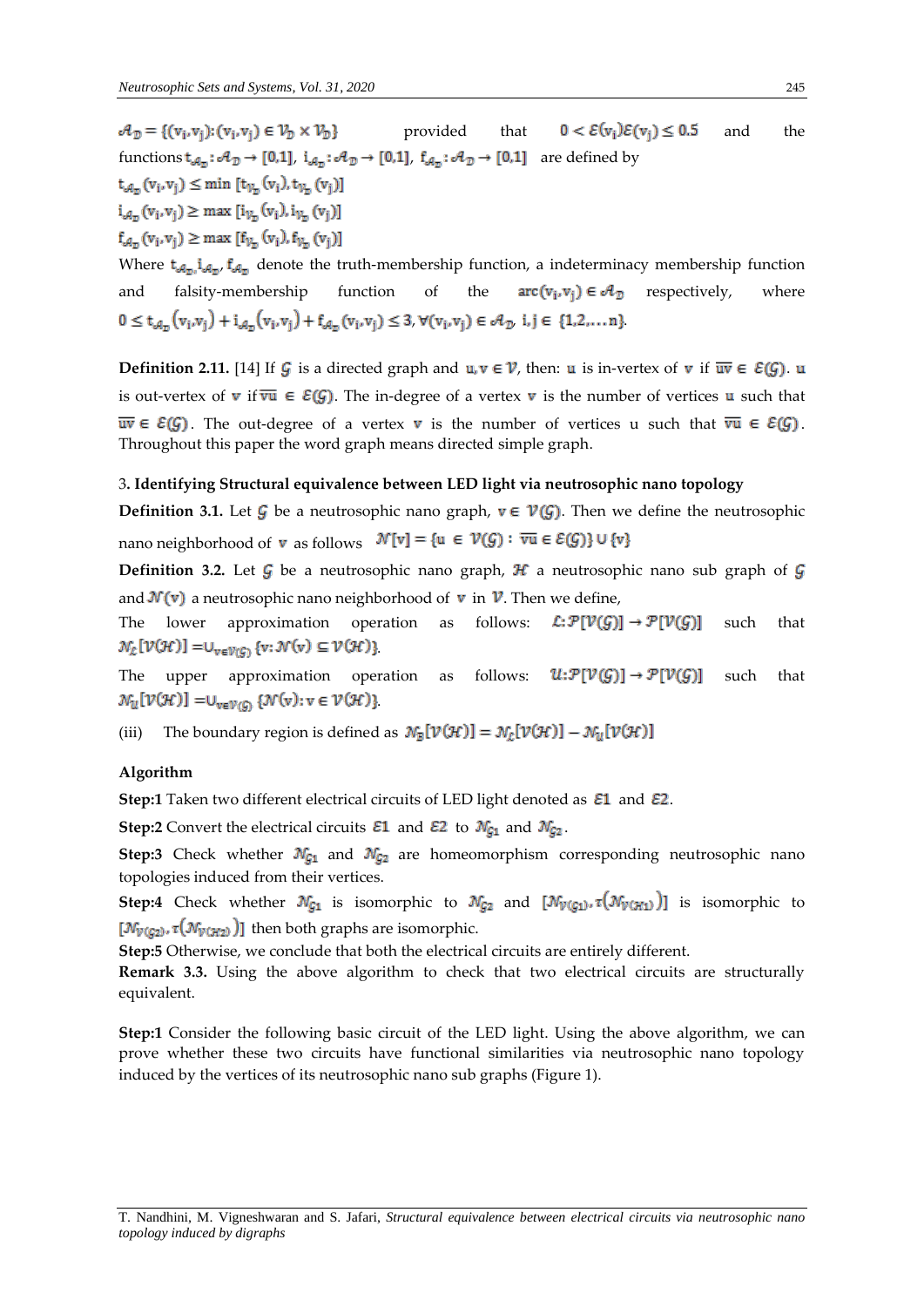$\mathcal{A}_{\mathcal{D}} = \{(v_i, v_j) : (v_i, v_j) \in \mathcal{V}_{\mathcal{D}} \times \mathcal{V}_{\mathcal{D}}\}$ provided that $0 < \mathcal{E}(v_i)\mathcal{E}(v_j) \leq 0.5$ and the functions $t_{\mathcal{A}_{\mathcal{D}}} : \mathcal{A}_{\mathcal{D}} \to [0,1]$, $i_{\mathcal{A}_{\mathcal{D}}} : \mathcal{A}_{\mathcal{D}} \to [0,1]$, $f_{\mathcal{A}_{\mathcal{D}}} : \mathcal{A}_{\mathcal{D}} \to [0,1]$ are defined by

$t_{\mathcal{A}_{\mathcal{D}}}(v_i, v_j) \leq \min\,[t_{\mathcal{V}_{\mathcal{D}}}(v_i), t_{\mathcal{V}_{\mathcal{D}}}(v_j)]$

$i_{\mathcal{A}_{\mathcal{D}}}(v_i, v_j) \geq \max\,[i_{\mathcal{V}_{\mathcal{D}}}(v_i), i_{\mathcal{V}_{\mathcal{D}}}(v_j)]$

$f_{\mathcal{A}_{\mathcal{D}}}(v_i, v_j) \geq \max\,[f_{\mathcal{V}_{\mathcal{D}}}(v_i), f_{\mathcal{V}_{\mathcal{D}}}(v_j)]$

Where $t_{\mathcal{A}_{\mathcal{D}}}, i_{\mathcal{A}_{\mathcal{D}}}, f_{\mathcal{A}_{\mathcal{D}}}$ denote the truth-membership function, a indeterminacy membership function and falsity-membership function of the $\text{arc}(v_i, v_j) \in \mathcal{A}_{\mathcal{D}}$ respectively, where $0 \leq t_{\mathcal{A}_{\mathcal{D}}}(v_i, v_j) + i_{\mathcal{A}_{\mathcal{D}}}(v_i, v_j) + f_{\mathcal{A}_{\mathcal{D}}}(v_i, v_j) \leq 3, \forall (v_i, v_j) \in \mathcal{A}_{\mathcal{D}}, \ i, j \in \{1, 2, \ldots n\}$.

**Definition 2.11.** [14] If $\mathcal{G}$ is a directed graph and $u, v \in \mathcal{V}$, then: $u$ is in-vertex of $v$ if $\overline{uv} \in \mathcal{E}(\mathcal{G})$. $u$ is out-vertex of $v$ if $\overline{vu} \in \mathcal{E}(\mathcal{G})$. The in-degree of a vertex $v$ is the number of vertices $u$ such that $\overline{uv} \in \mathcal{E}(\mathcal{G})$. The out-degree of a vertex $v$ is the number of vertices u such that $\overline{vu} \in \mathcal{E}(\mathcal{G})$. Throughout this paper the word graph means directed simple graph.

## 3. Identifying Structural equivalence between LED light via neutrosophic nano topology

**Definition 3.1.** Let $\mathcal{G}$ be a neutrosophic nano graph, $v \in \mathcal{V}(\mathcal{G})$. Then we define the neutrosophic nano neighborhood of $v$ as follows $\mathcal{N}[v] = \{u \in \mathcal{V}(\mathcal{G}) : \overline{vu} \in \mathcal{E}(\mathcal{G})\} \cup \{v\}$

**Definition 3.2.** Let $\mathcal{G}$ be a neutrosophic nano graph, $\mathcal{H}$ a neutrosophic nano sub graph of $\mathcal{G}$ and $\mathcal{N}(v)$ a neutrosophic nano neighborhood of $v$ in $\mathcal{V}$. Then we define,

The lower approximation operation as follows: $\mathcal{L} : \mathcal{P}[\mathcal{V}(\mathcal{G})] \to \mathcal{P}[\mathcal{V}(\mathcal{G})]$ such that $\mathcal{N}_{\mathcal{L}}[\mathcal{V}(\mathcal{H})] = \cup_{v \in \mathcal{V}(\mathcal{G})} \{v : \mathcal{N}(v) \subseteq \mathcal{V}(\mathcal{H})\}$.

The upper approximation operation as follows: $\mathcal{U} : \mathcal{P}[\mathcal{V}(\mathcal{G})] \to \mathcal{P}[\mathcal{V}(\mathcal{G})]$ such that $\mathcal{N}_{\mathcal{U}}[\mathcal{V}(\mathcal{H})] = \cup_{v \in \mathcal{V}(\mathcal{G})} \{\mathcal{N}(v) : v \in \mathcal{V}(\mathcal{H})\}$.

(iii) The boundary region is defined as $\mathcal{N}_{\mathcal{B}}[\mathcal{V}(\mathcal{H})] = \mathcal{N}_{\mathcal{L}}[\mathcal{V}(\mathcal{H})] - \mathcal{N}_{\mathcal{U}}[\mathcal{V}(\mathcal{H})]$

**Algorithm**

**Step:1** Taken two different electrical circuits of LED light denoted as $\mathcal{E}1$ and $\mathcal{E}2$.

**Step:2** Convert the electrical circuits $\mathcal{E}1$ and $\mathcal{E}2$ to $\mathcal{N}_{\mathcal{G}1}$ and $\mathcal{N}_{\mathcal{G}2}$.

**Step:3** Check whether $\mathcal{N}_{\mathcal{G}1}$ and $\mathcal{N}_{\mathcal{G}2}$ are homeomorphism corresponding neutrosophic nano topologies induced from their vertices.

**Step:4** Check whether $\mathcal{N}_{\mathcal{G}1}$ is isomorphic to $\mathcal{N}_{\mathcal{G}2}$ and $[\mathcal{N}_{\mathcal{V}(\mathcal{G}1)}, \tau(\mathcal{N}_{\mathcal{V}(\mathcal{H}1)})]$ is isomorphic to $[\mathcal{N}_{\mathcal{V}(\mathcal{G}2)}, \tau(\mathcal{N}_{\mathcal{V}(\mathcal{H}2)})]$ then both graphs are isomorphic.

**Step:5** Otherwise, we conclude that both the electrical circuits are entirely different.

**Remark 3.3.** Using the above algorithm to check that two electrical circuits are structurally equivalent.

**Step:1** Consider the following basic circuit of the LED light. Using the above algorithm, we can prove whether these two circuits have functional similarities via neutrosophic nano topology induced by the vertices of its neutrosophic nano sub graphs (Figure 1).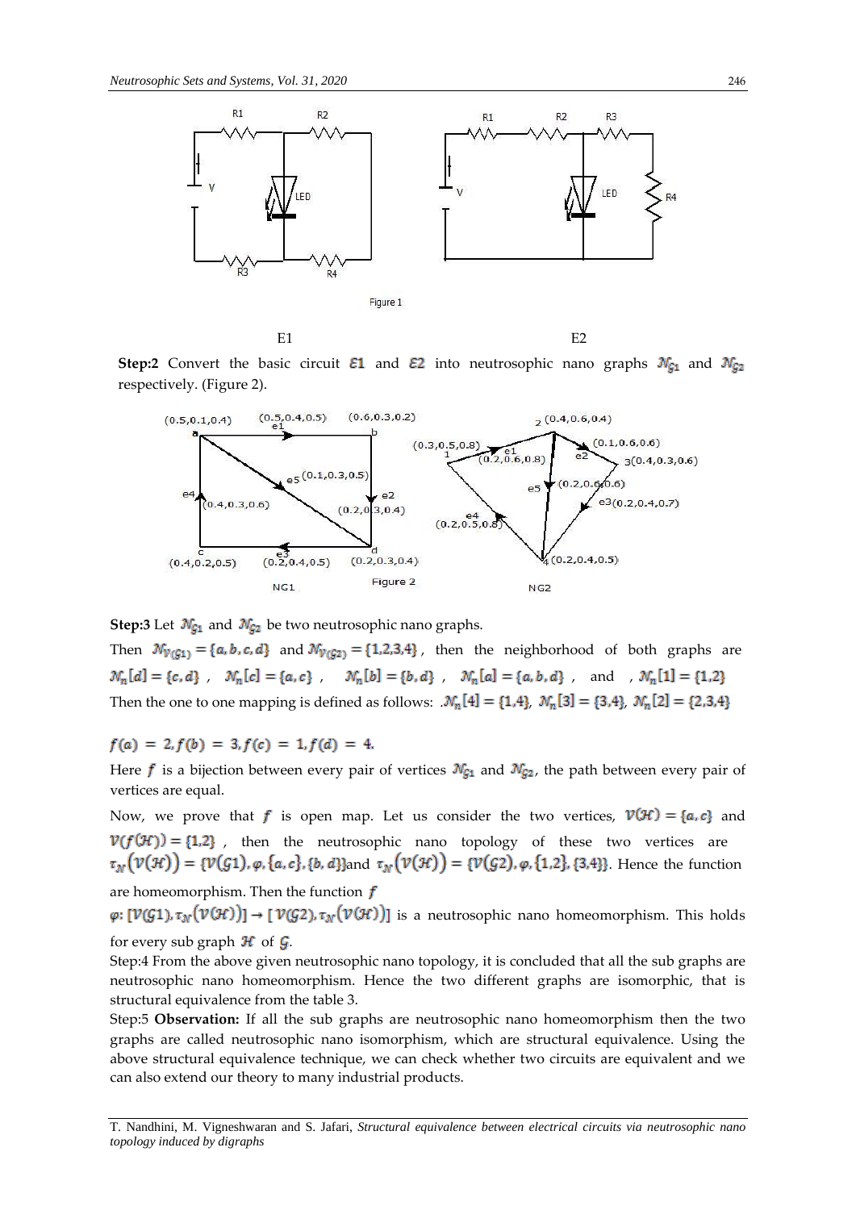Figure 1

E1 E2

**Step:2** Convert the basic circuit $\mathcal{E}1$ and $\mathcal{E}2$ into neutrosophic nano graphs $\mathcal{N}_{\mathcal{G}1}$ and $\mathcal{N}_{\mathcal{G}2}$ respectively. (Figure 2).

Figure 2

NG1 NG2

**Step:3** Let $\mathcal{N}_{\mathcal{G}1}$ and $\mathcal{N}_{\mathcal{G}2}$ be two neutrosophic nano graphs.

Then $\mathcal{N}_{\mathcal{V}(\mathcal{G}1)} = \{a, b, c, d\}$ and $\mathcal{N}_{\mathcal{V}(\mathcal{G}2)} = \{1,2,3,4\}$, then the neighborhood of both graphs are $\mathcal{N}_n[d] = \{c, d\}$, $\mathcal{N}_n[c] = \{a, c\}$, $\mathcal{N}_n[b] = \{b, d\}$, $\mathcal{N}_n[a] = \{a, b, d\}$, and , $\mathcal{N}_n[1] = \{1,2\}$

Then the one to one mapping is defined as follows: $\mathcal{N}_n[4] = \{1,4\}$, $\mathcal{N}_n[3] = \{3,4\}$, $\mathcal{N}_n[2] = \{2,3,4\}$

$f(a) = 2, f(b) = 3, f(c) = 1, f(d) = 4.$

Here $f$ is a bijection between every pair of vertices $\mathcal{N}_{\mathcal{G}1}$ and $\mathcal{N}_{\mathcal{G}2}$, the path between every pair of vertices are equal.

Now, we prove that $f$ is open map. Let us consider the two vertices, $\mathcal{V}(\mathcal{H}) = \{a, c\}$ and $\mathcal{V}(f(\mathcal{H})) = \{1,2\}$, then the neutrosophic nano topology of these two vertices are $\tau_{\mathcal{N}}(\mathcal{V}(\mathcal{H})) = \{\mathcal{V}(\mathcal{G}1), \varphi, \{a, c\}, \{b, d\}\}$and $\tau_{\mathcal{N}}(\mathcal{V}(\mathcal{H})) = \{\mathcal{V}(\mathcal{G}2), \varphi, \{1,2\}, \{3,4\}\}$. Hence the function are homeomorphism. Then the function $f$

$\varphi: [\mathcal{V}(\mathcal{G}1), \tau_{\mathcal{N}}(\mathcal{V}(\mathcal{H}))] \rightarrow [\mathcal{V}(\mathcal{G}2), \tau_{\mathcal{N}}(\mathcal{V}(\mathcal{H}))]$ is a neutrosophic nano homeomorphism. This holds for every sub graph $\mathcal{H}$ of $\mathcal{G}$.

Step:4 From the above given neutrosophic nano topology, it is concluded that all the sub graphs are neutrosophic nano homeomorphism. Hence the two different graphs are isomorphic, that is structural equivalence from the table 3.

Step:5 **Observation:** If all the sub graphs are neutrosophic nano homeomorphism then the two graphs are called neutrosophic nano isomorphism, which are structural equivalence. Using the above structural equivalence technique, we can check whether two circuits are equivalent and we can also extend our theory to many industrial products.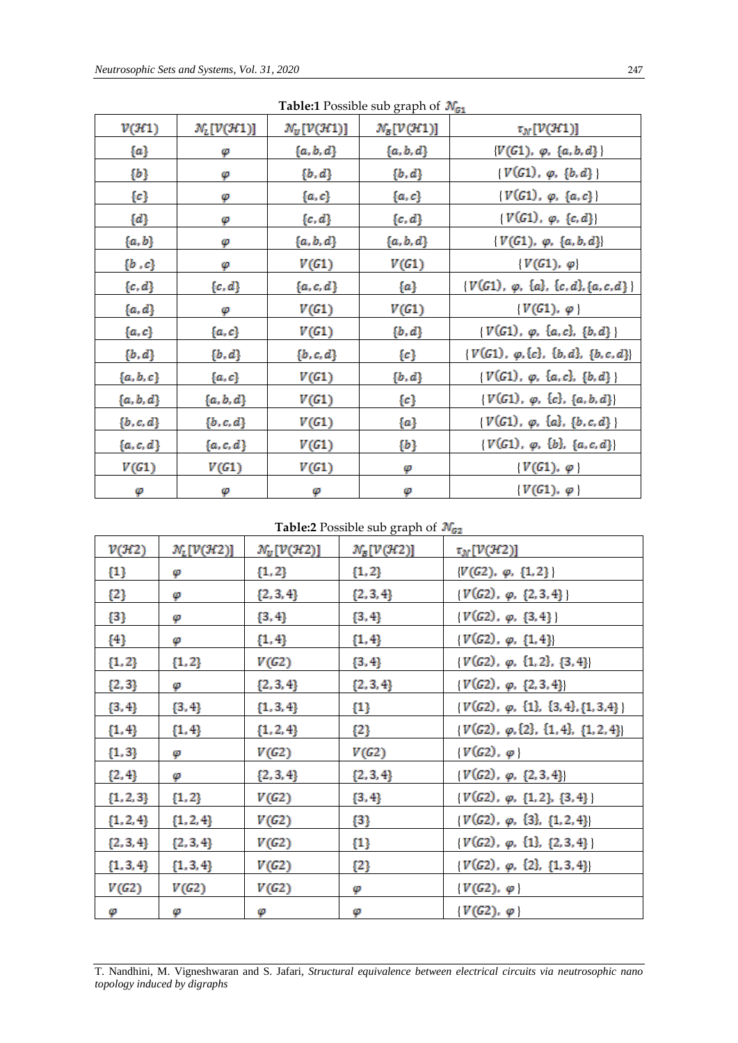**Table:1** Possible sub graph of $\mathcal{N}_{G1}$

| $\mathcal{V}(\mathcal{H}1)$ | $\mathcal{N}_L[\mathcal{V}(\mathcal{H}1)]$ | $\mathcal{N}_U[\mathcal{V}(\mathcal{H}1)]$ | $\mathcal{N}_B[\mathcal{V}(\mathcal{H}1)]$ | $\tau_{\mathcal{N}}[\mathcal{V}(\mathcal{H}1)]$ |
|---|---|---|---|---|
| $\{a\}$ | $\varphi$ | $\{a,b,d\}$ | $\{a,b,d\}$ | $\{V(G1),\ \varphi,\ \{a,b,d\}\}$ |
| $\{b\}$ | $\varphi$ | $\{b,d\}$ | $\{b,d\}$ | $\{V(G1),\ \varphi,\ \{b,d\}\}$ |
| $\{c\}$ | $\varphi$ | $\{a,c\}$ | $\{a,c\}$ | $\{V(G1),\ \varphi,\ \{a,c\}\}$ |
| $\{d\}$ | $\varphi$ | $\{c,d\}$ | $\{c,d\}$ | $\{V(G1),\ \varphi,\ \{c,d\}\}$ |
| $\{a,b\}$ | $\varphi$ | $\{a,b,d\}$ | $\{a,b,d\}$ | $\{V(G1),\ \varphi,\ \{a,b,d\}\}$ |
| $\{b,c\}$ | $\varphi$ | $V(G1)$ | $V(G1)$ | $\{V(G1),\ \varphi\}$ |
| $\{c,d\}$ | $\{c,d\}$ | $\{a,c,d\}$ | $\{a\}$ | $\{V(G1),\ \varphi,\ \{a\},\ \{c,d\},\{a,c,d\}\}$ |
| $\{a,d\}$ | $\varphi$ | $V(G1)$ | $V(G1)$ | $\{V(G1),\ \varphi\}$ |
| $\{a,c\}$ | $\{a,c\}$ | $V(G1)$ | $\{b,d\}$ | $\{V(G1),\ \varphi,\ \{a,c\},\ \{b,d\}\}$ |
| $\{b,d\}$ | $\{b,d\}$ | $\{b,c,d\}$ | $\{c\}$ | $\{V(G1),\ \varphi,\{c\},\ \{b,d\},\ \{b,c,d\}\}$ |
| $\{a,b,c\}$ | $\{a,c\}$ | $V(G1)$ | $\{b,d\}$ | $\{V(G1),\ \varphi,\ \{a,c\},\ \{b,d\}\}$ |
| $\{a,b,d\}$ | $\{a,b,d\}$ | $V(G1)$ | $\{c\}$ | $\{V(G1),\ \varphi,\ \{c\},\ \{a,b,d\}\}$ |
| $\{b,c,d\}$ | $\{b,c,d\}$ | $V(G1)$ | $\{a\}$ | $\{V(G1),\ \varphi,\ \{a\},\ \{b,c,d\}\}$ |
| $\{a,c,d\}$ | $\{a,c,d\}$ | $V(G1)$ | $\{b\}$ | $\{V(G1),\ \varphi,\ \{b\},\ \{a,c,d\}\}$ |
| $V(G1)$ | $V(G1)$ | $V(G1)$ | $\varphi$ | $\{V(G1),\ \varphi\}$ |
| $\varphi$ | $\varphi$ | $\varphi$ | $\varphi$ | $\{V(G1),\ \varphi\}$ |

**Table:2** Possible sub graph of $\mathcal{N}_{G2}$

| $\mathcal{V}(\mathcal{H}2)$ | $\mathcal{N}_L[\mathcal{V}(\mathcal{H}2)]$ | $\mathcal{N}_U[\mathcal{V}(\mathcal{H}2)]$ | $\mathcal{N}_B[\mathcal{V}(\mathcal{H}2)]$ | $\tau_{\mathcal{N}}[\mathcal{V}(\mathcal{H}2)]$ |
|---|---|---|---|---|
| $\{1\}$ | $\varphi$ | $\{1,2\}$ | $\{1,2\}$ | $\{V(G2),\ \varphi,\ \{1,2\}\}$ |
| $\{2\}$ | $\varphi$ | $\{2,3,4\}$ | $\{2,3,4\}$ | $\{V(G2),\ \varphi,\ \{2,3,4\}\}$ |
| $\{3\}$ | $\varphi$ | $\{3,4\}$ | $\{3,4\}$ | $\{V(G2),\ \varphi,\ \{3,4\}\}$ |
| $\{4\}$ | $\varphi$ | $\{1,4\}$ | $\{1,4\}$ | $\{V(G2),\ \varphi,\ \{1,4\}\}$ |
| $\{1,2\}$ | $\{1,2\}$ | $V(G2)$ | $\{3,4\}$ | $\{V(G2),\ \varphi,\ \{1,2\},\ \{3,4\}\}$ |
| $\{2,3\}$ | $\varphi$ | $\{2,3,4\}$ | $\{2,3,4\}$ | $\{V(G2),\ \varphi,\ \{2,3,4\}\}$ |
| $\{3,4\}$ | $\{3,4\}$ | $\{1,3,4\}$ | $\{1\}$ | $\{V(G2),\ \varphi,\ \{1\},\ \{3,4\},\{1,3,4\}\}$ |
| $\{1,4\}$ | $\{1,4\}$ | $\{1,2,4\}$ | $\{2\}$ | $\{V(G2),\ \varphi,\{2\},\ \{1,4\},\ \{1,2,4\}\}$ |
| $\{1,3\}$ | $\varphi$ | $V(G2)$ | $V(G2)$ | $\{V(G2),\ \varphi\}$ |
| $\{2,4\}$ | $\varphi$ | $\{2,3,4\}$ | $\{2,3,4\}$ | $\{V(G2),\ \varphi,\ \{2,3,4\}\}$ |
| $\{1,2,3\}$ | $\{1,2\}$ | $V(G2)$ | $\{3,4\}$ | $\{V(G2),\ \varphi,\ \{1,2\},\ \{3,4\}\}$ |
| $\{1,2,4\}$ | $\{1,2,4\}$ | $V(G2)$ | $\{3\}$ | $\{V(G2),\ \varphi,\ \{3\},\ \{1,2,4\}\}$ |
| $\{2,3,4\}$ | $\{2,3,4\}$ | $V(G2)$ | $\{1\}$ | $\{V(G2),\ \varphi,\ \{1\},\ \{2,3,4\}\}$ |
| $\{1,3,4\}$ | $\{1,3,4\}$ | $V(G2)$ | $\{2\}$ | $\{V(G2),\ \varphi,\ \{2\},\ \{1,3,4\}\}$ |
| $V(G2)$ | $V(G2)$ | $V(G2)$ | $\varphi$ | $\{V(G2),\ \varphi\}$ |
| $\varphi$ | $\varphi$ | $\varphi$ | $\varphi$ | $\{V(G2),\ \varphi\}$ |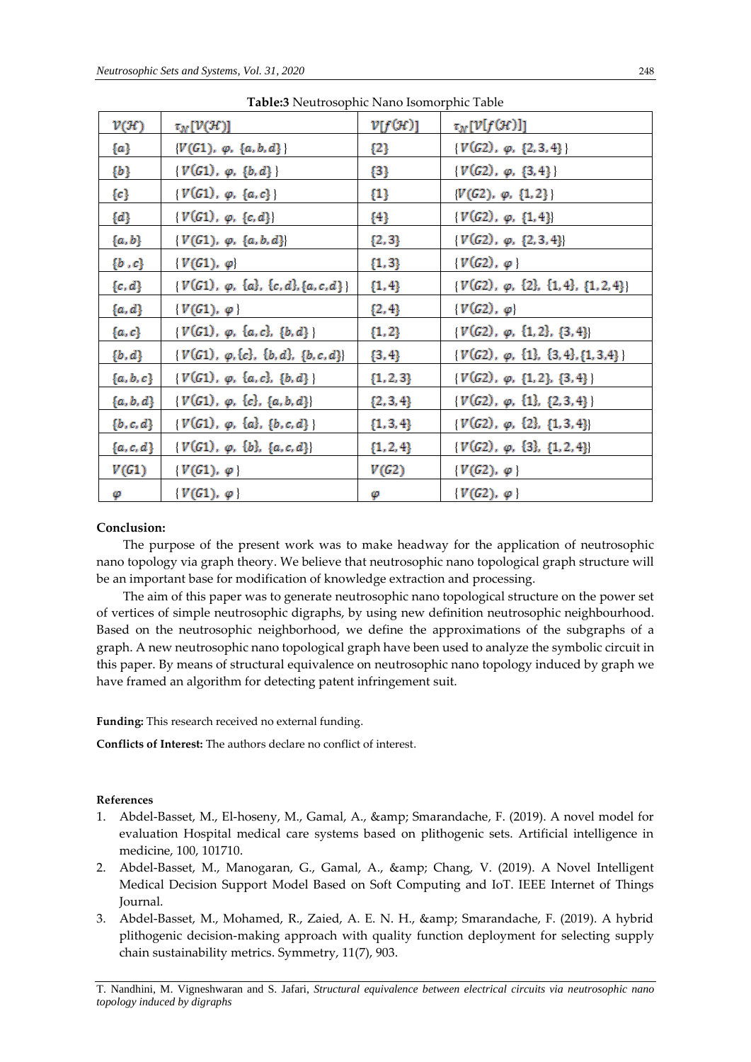**Table:3** Neutrosophic Nano Isomorphic Table

| $\mathcal{V}(\mathcal{H})$ | $\tau_{\mathcal{N}}[\mathcal{V}(\mathcal{H})]$ | $\mathcal{V}[f(\mathcal{H})]$ | $\tau_{\mathcal{N}}[\mathcal{V}[f(\mathcal{H})]]$ |
|---|---|---|---|
| $\{a\}$ | $\{V(G1),\ \varphi,\ \{a,b,d\}\}$ | $\{2\}$ | $\{V(G2),\ \varphi,\ \{2,3,4\}\}$ |
| $\{b\}$ | $\{V(G1),\ \varphi,\ \{b,d\}\}$ | $\{3\}$ | $\{V(G2),\ \varphi,\ \{3,4\}\}$ |
| $\{c\}$ | $\{V(G1),\ \varphi,\ \{a,c\}\}$ | $\{1\}$ | $\{V(G2),\ \varphi,\ \{1,2\}\}$ |
| $\{d\}$ | $\{V(G1),\ \varphi,\ \{c,d\}\}$ | $\{4\}$ | $\{V(G2),\ \varphi,\ \{1,4\}\}$ |
| $\{a,b\}$ | $\{V(G1),\ \varphi,\ \{a,b,d\}\}$ | $\{2,3\}$ | $\{V(G2),\ \varphi,\ \{2,3,4\}\}$ |
| $\{b,c\}$ | $\{V(G1),\ \varphi\}$ | $\{1,3\}$ | $\{V(G2),\ \varphi\}$ |
| $\{c,d\}$ | $\{V(G1),\ \varphi,\ \{a\},\ \{c,d\},\{a,c,d\}\}$ | $\{1,4\}$ | $\{V(G2),\ \varphi,\ \{2\},\ \{1,4\},\ \{1,2,4\}\}$ |
| $\{a,d\}$ | $\{V(G1),\ \varphi\}$ | $\{2,4\}$ | $\{V(G2),\ \varphi\}$ |
| $\{a,c\}$ | $\{V(G1),\ \varphi,\ \{a,c\},\ \{b,d\}\}$ | $\{1,2\}$ | $\{V(G2),\ \varphi,\ \{1,2\},\ \{3,4\}\}$ |
| $\{b,d\}$ | $\{V(G1),\ \varphi,\{c\},\ \{b,d\},\ \{b,c,d\}\}$ | $\{3,4\}$ | $\{V(G2),\ \varphi,\ \{1\},\ \{3,4\},\{1,3,4\}\}$ |
| $\{a,b,c\}$ | $\{V(G1),\ \varphi,\ \{a,c\},\ \{b,d\}\}$ | $\{1,2,3\}$ | $\{V(G2),\ \varphi,\ \{1,2\},\ \{3,4\}\}$ |
| $\{a,b,d\}$ | $\{V(G1),\ \varphi,\ \{c\},\ \{a,b,d\}\}$ | $\{2,3,4\}$ | $\{V(G2),\ \varphi,\ \{1\},\ \{2,3,4\}\}$ |
| $\{b,c,d\}$ | $\{V(G1),\ \varphi,\ \{a\},\ \{b,c,d\}\}$ | $\{1,3,4\}$ | $\{V(G2),\ \varphi,\ \{2\},\ \{1,3,4\}\}$ |
| $\{a,c,d\}$ | $\{V(G1),\ \varphi,\ \{b\},\ \{a,c,d\}\}$ | $\{1,2,4\}$ | $\{V(G2),\ \varphi,\ \{3\},\ \{1,2,4\}\}$ |
| $V(G1)$ | $\{V(G1),\ \varphi\}$ | $V(G2)$ | $\{V(G2),\ \varphi\}$ |
| $\varphi$ | $\{V(G1),\ \varphi\}$ | $\varphi$ | $\{V(G2),\ \varphi\}$ |

**Conclusion:**

The purpose of the present work was to make headway for the application of neutrosophic nano topology via graph theory. We believe that neutrosophic nano topological graph structure will be an important base for modification of knowledge extraction and processing.

The aim of this paper was to generate neutrosophic nano topological structure on the power set of vertices of simple neutrosophic digraphs, by using new definition neutrosophic neighbourhood. Based on the neutrosophic neighborhood, we define the approximations of the subgraphs of a graph. A new neutrosophic nano topological graph have been used to analyze the symbolic circuit in this paper. By means of structural equivalence on neutrosophic nano topology induced by graph we have framed an algorithm for detecting patent infringement suit.

**Funding:** This research received no external funding.

**Conflicts of Interest:** The authors declare no conflict of interest.

**References**

1. Abdel-Basset, M., El-hoseny, M., Gamal, A., &amp; Smarandache, F. (2019). A novel model for evaluation Hospital medical care systems based on plithogenic sets. Artificial intelligence in medicine, 100, 101710.
2. Abdel-Basset, M., Manogaran, G., Gamal, A., &amp; Chang, V. (2019). A Novel Intelligent Medical Decision Support Model Based on Soft Computing and IoT. IEEE Internet of Things Journal.
3. Abdel-Basset, M., Mohamed, R., Zaied, A. E. N. H., &amp; Smarandache, F. (2019). A hybrid plithogenic decision-making approach with quality function deployment for selecting supply chain sustainability metrics. Symmetry, 11(7), 903.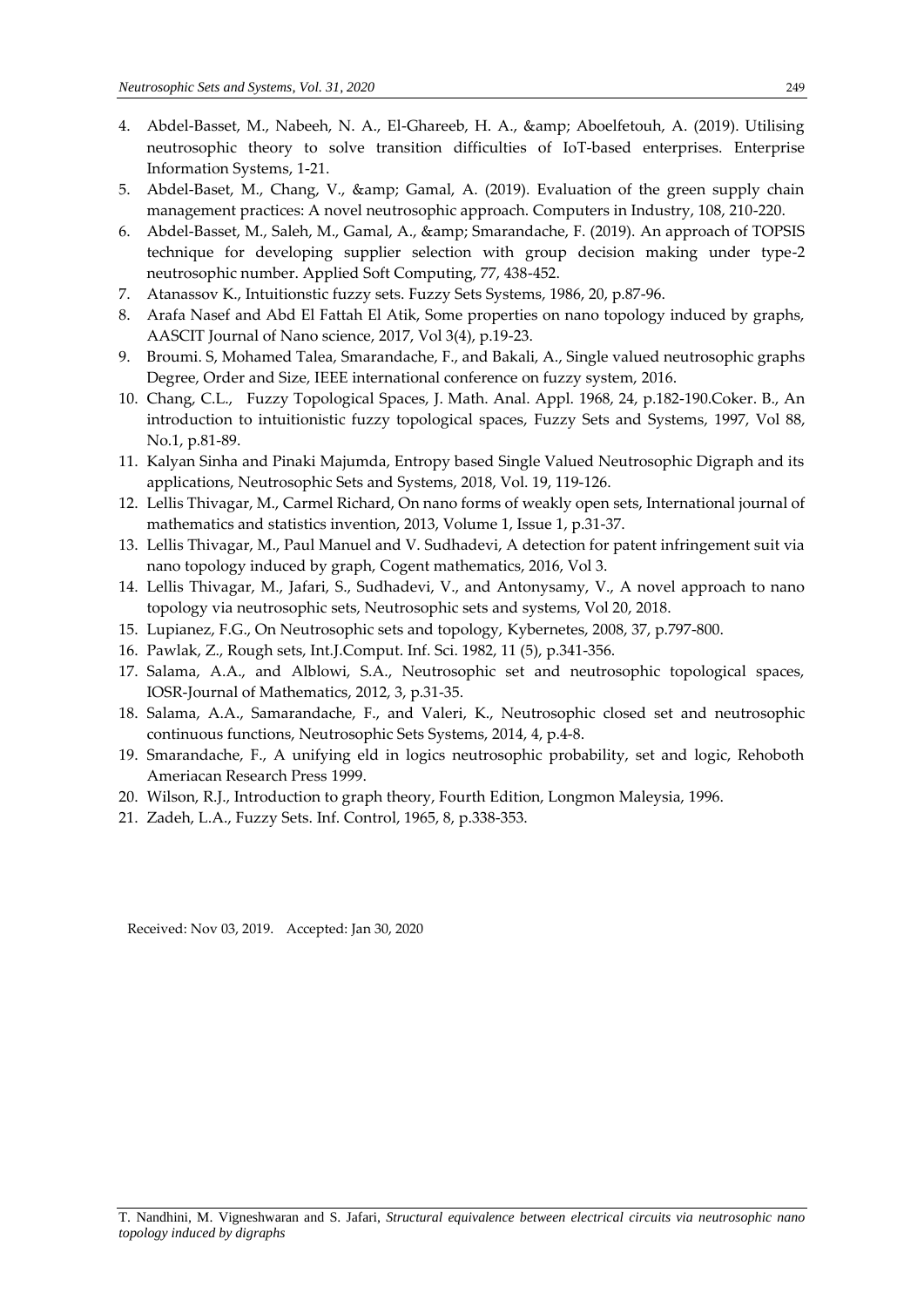4. Abdel-Basset, M., Nabeeh, N. A., El-Ghareeb, H. A., &amp; Aboelfetouh, A. (2019). Utilising neutrosophic theory to solve transition difficulties of IoT-based enterprises. Enterprise Information Systems, 1-21.
5. Abdel-Baset, M., Chang, V., &amp; Gamal, A. (2019). Evaluation of the green supply chain management practices: A novel neutrosophic approach. Computers in Industry, 108, 210-220.
6. Abdel-Basset, M., Saleh, M., Gamal, A., &amp; Smarandache, F. (2019). An approach of TOPSIS technique for developing supplier selection with group decision making under type-2 neutrosophic number. Applied Soft Computing, 77, 438-452.
7. Atanassov K., Intuitionstic fuzzy sets. Fuzzy Sets Systems, 1986, 20, p.87-96.
8. Arafa Nasef and Abd El Fattah El Atik, Some properties on nano topology induced by graphs, AASCIT Journal of Nano science, 2017, Vol 3(4), p.19-23.
9. Broumi. S, Mohamed Talea, Smarandache, F., and Bakali, A., Single valued neutrosophic graphs Degree, Order and Size, IEEE international conference on fuzzy system, 2016.
10. Chang, C.L., Fuzzy Topological Spaces, J. Math. Anal. Appl. 1968, 24, p.182-190.Coker. B., An introduction to intuitionistic fuzzy topological spaces, Fuzzy Sets and Systems, 1997, Vol 88, No.1, p.81-89.
11. Kalyan Sinha and Pinaki Majumda, Entropy based Single Valued Neutrosophic Digraph and its applications, Neutrosophic Sets and Systems, 2018, Vol. 19, 119-126.
12. Lellis Thivagar, M., Carmel Richard, On nano forms of weakly open sets, International journal of mathematics and statistics invention, 2013, Volume 1, Issue 1, p.31-37.
13. Lellis Thivagar, M., Paul Manuel and V. Sudhadevi, A detection for patent infringement suit via nano topology induced by graph, Cogent mathematics, 2016, Vol 3.
14. Lellis Thivagar, M., Jafari, S., Sudhadevi, V., and Antonysamy, V., A novel approach to nano topology via neutrosophic sets, Neutrosophic sets and systems, Vol 20, 2018.
15. Lupianez, F.G., On Neutrosophic sets and topology, Kybernetes, 2008, 37, p.797-800.
16. Pawlak, Z., Rough sets, Int.J.Comput. Inf. Sci. 1982, 11 (5), p.341-356.
17. Salama, A.A., and Alblowi, S.A., Neutrosophic set and neutrosophic topological spaces, IOSR-Journal of Mathematics, 2012, 3, p.31-35.
18. Salama, A.A., Samarandache, F., and Valeri, K., Neutrosophic closed set and neutrosophic continuous functions, Neutrosophic Sets Systems, 2014, 4, p.4-8.
19. Smarandache, F., A unifying eld in logics neutrosophic probability, set and logic, Rehoboth Ameriacan Research Press 1999.
20. Wilson, R.J., Introduction to graph theory, Fourth Edition, Longmon Maleysia, 1996.
21. Zadeh, L.A., Fuzzy Sets. Inf. Control, 1965, 8, p.338-353.

Received: Nov 03, 2019. Accepted: Jan 30, 2020